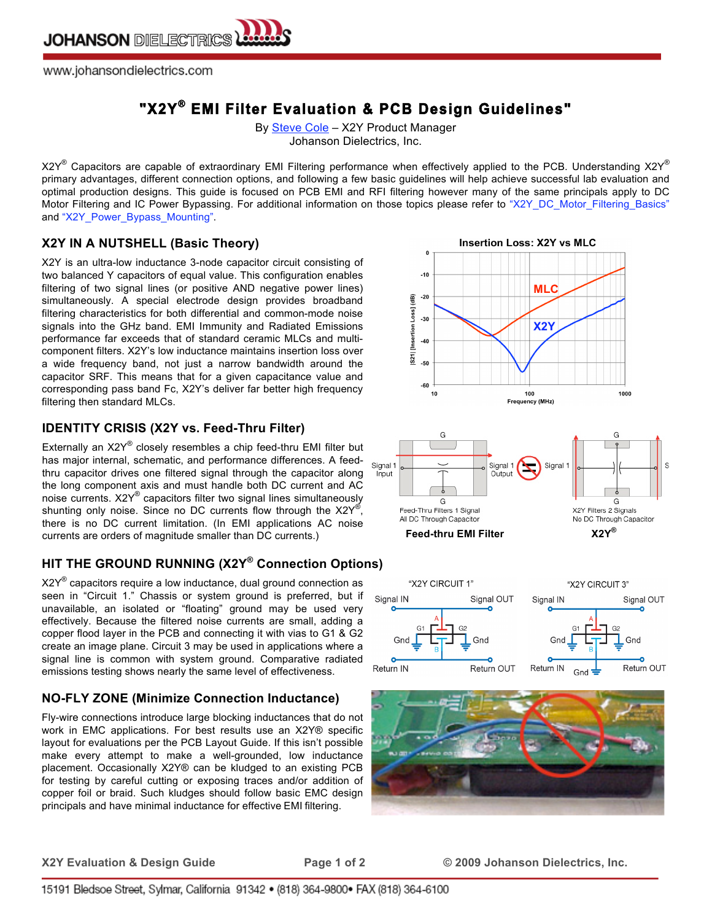# "X2Y® EMI Filter Evaluation & PCB Design Guidelines"

By Steve Cole – X2Y Product Manager
Johanson Dielectrics, Inc.

X2Y® Capacitors are capable of extraordinary EMI Filtering performance when effectively applied to the PCB. Understanding X2Y® primary advantages, different connection options, and following a few basic guidelines will help achieve successful lab evaluation and optimal production designs. This guide is focused on PCB EMI and RFI filtering however many of the same principals apply to DC Motor Filtering and IC Power Bypassing. For additional information on those topics please refer to "X2Y_DC_Motor_Filtering_Basics" and "X2Y_Power_Bypass_Mounting".

## X2Y IN A NUTSHELL (Basic Theory)

X2Y is an ultra-low inductance 3-node capacitor circuit consisting of two balanced Y capacitors of equal value. This configuration enables filtering of two signal lines (or positive AND negative power lines) simultaneously. A special electrode design provides broadband filtering characteristics for both differential and common-mode noise signals into the GHz band. EMI Immunity and Radiated Emissions performance far exceeds that of standard ceramic MLCs and multi-component filters. X2Y's low inductance maintains insertion loss over a wide frequency band, not just a narrow bandwidth around the capacitor SRF. This means that for a given capacitance value and corresponding pass band Fc, X2Y's deliver far better high frequency filtering then standard MLCs.

Insertion Loss: X2Y vs MLC

## IDENTITY CRISIS (X2Y vs. Feed-Thru Filter)

Externally an X2Y® closely resembles a chip feed-thru EMI filter but has major internal, schematic, and performance differences. A feed-thru capacitor drives one filtered signal through the capacitor along the long component axis and must handle both DC current and AC noise currents. X2Y® capacitors filter two signal lines simultaneously shunting only noise. Since no DC currents flow through the X2Y®, there is no DC current limitation. (In EMI applications AC noise currents are orders of magnitude smaller than DC currents.)

Feed-Thru Filters 1 Signal
All DC Through Capacitor

**Feed-thru EMI Filter**

X2Y Filters 2 Signals
No DC Through Capacitor

**X2Y®**

## HIT THE GROUND RUNNING (X2Y® Connection Options)

X2Y® capacitors require a low inductance, dual ground connection as seen in "Circuit 1." Chassis or system ground is preferred, but if unavailable, an isolated or "floating" ground may be used very effectively. Because the filtered noise currents are small, adding a copper flood layer in the PCB and connecting it with vias to G1 & G2 create an image plane. Circuit 3 may be used in applications where a signal line is common with system ground. Comparative radiated emissions testing shows nearly the same level of effectiveness.

"X2Y CIRCUIT 1" "X2Y CIRCUIT 3"

## NO-FLY ZONE (Minimize Connection Inductance)

Fly-wire connections introduce large blocking inductances that do not work in EMC applications. For best results use an X2Y® specific layout for evaluations per the PCB Layout Guide. If this isn't possible make every attempt to make a well-grounded, low inductance placement. Occasionally X2Y® can be kludged to an existing PCB for testing by careful cutting or exposing traces and/or addition of copper foil or braid. Such kludges should follow basic EMC design principals and have minimal inductance for effective EMI filtering.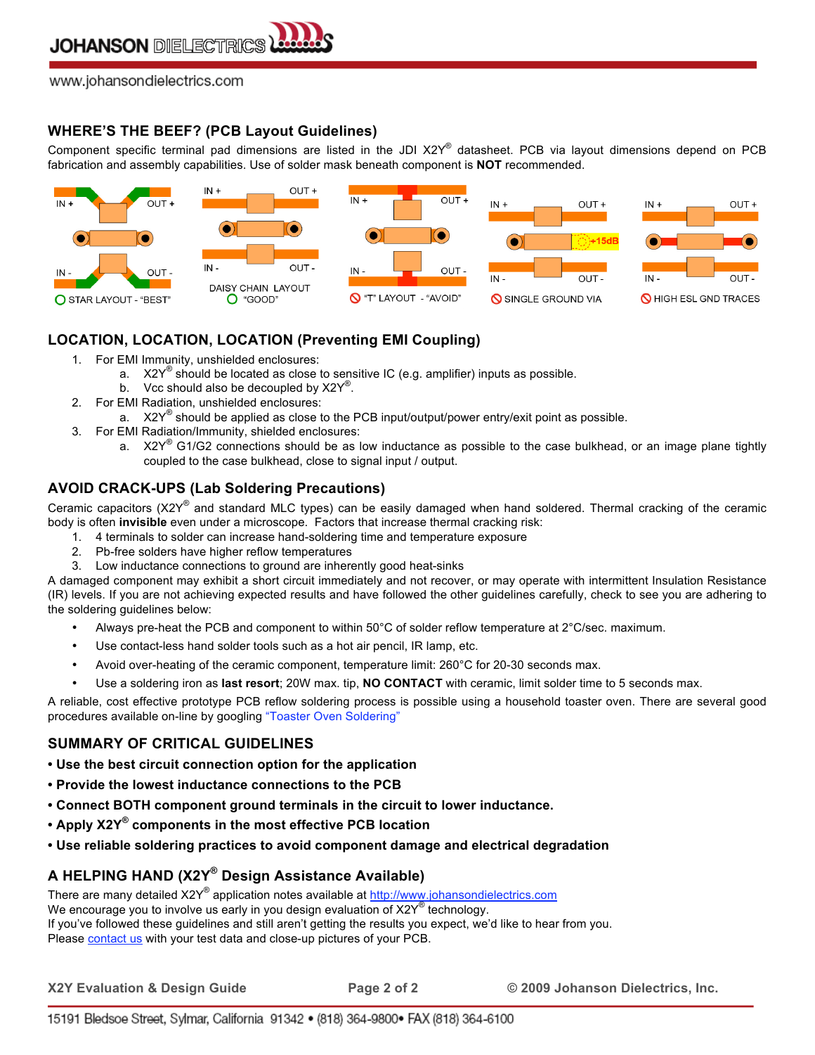## WHERE'S THE BEEF? (PCB Layout Guidelines)

Component specific terminal pad dimensions are listed in the JDI X2Y® datasheet. PCB via layout dimensions depend on PCB fabrication and assembly capabilities. Use of solder mask beneath component is **NOT** recommended.

IN + OUT + IN - OUT -
STAR LAYOUT - "BEST"

IN + OUT + IN - OUT -
DAISY CHAIN LAYOUT "GOOD"

IN + OUT + IN - OUT -
"T" LAYOUT - "AVOID"

IN + OUT + +15dB IN - OUT -
SINGLE GROUND VIA

IN + OUT + IN - OUT -
HIGH ESL GND TRACES

## LOCATION, LOCATION, LOCATION (Preventing EMI Coupling)

1. For EMI Immunity, unshielded enclosures:
   a. X2Y® should be located as close to sensitive IC (e.g. amplifier) inputs as possible.
   b. Vcc should also be decoupled by X2Y®.
2. For EMI Radiation, unshielded enclosures:
   a. X2Y® should be applied as close to the PCB input/output/power entry/exit point as possible.
3. For EMI Radiation/Immunity, shielded enclosures:
   a. X2Y® G1/G2 connections should be as low inductance as possible to the case bulkhead, or an image plane tightly coupled to the case bulkhead, close to signal input / output.

## AVOID CRACK-UPS (Lab Soldering Precautions)

Ceramic capacitors (X2Y® and standard MLC types) can be easily damaged when hand soldered. Thermal cracking of the ceramic body is often **invisible** even under a microscope. Factors that increase thermal cracking risk:

1. 4 terminals to solder can increase hand-soldering time and temperature exposure
2. Pb-free solders have higher reflow temperatures
3. Low inductance connections to ground are inherently good heat-sinks

A damaged component may exhibit a short circuit immediately and not recover, or may operate with intermittent Insulation Resistance (IR) levels. If you are not achieving expected results and have followed the other guidelines carefully, check to see you are adhering to the soldering guidelines below:

- Always pre-heat the PCB and component to within 50°C of solder reflow temperature at 2°C/sec. maximum.
- Use contact-less hand solder tools such as a hot air pencil, IR lamp, etc.
- Avoid over-heating of the ceramic component, temperature limit: 260°C for 20-30 seconds max.
- Use a soldering iron as **last resort**; 20W max. tip, **NO CONTACT** with ceramic, limit solder time to 5 seconds max.

A reliable, cost effective prototype PCB reflow soldering process is possible using a household toaster oven. There are several good procedures available on-line by googling "Toaster Oven Soldering"

## SUMMARY OF CRITICAL GUIDELINES

- **Use the best circuit connection option for the application**
- **Provide the lowest inductance connections to the PCB**
- **Connect BOTH component ground terminals in the circuit to lower inductance.**
- **Apply X2Y® components in the most effective PCB location**
- **Use reliable soldering practices to avoid component damage and electrical degradation**

## A HELPING HAND (X2Y® Design Assistance Available)

There are many detailed X2Y® application notes available at http://www.johansondielectrics.com
We encourage you to involve us early in you design evaluation of X2Y® technology.
If you've followed these guidelines and still aren't getting the results you expect, we'd like to hear from you.
Please contact us with your test data and close-up pictures of your PCB.